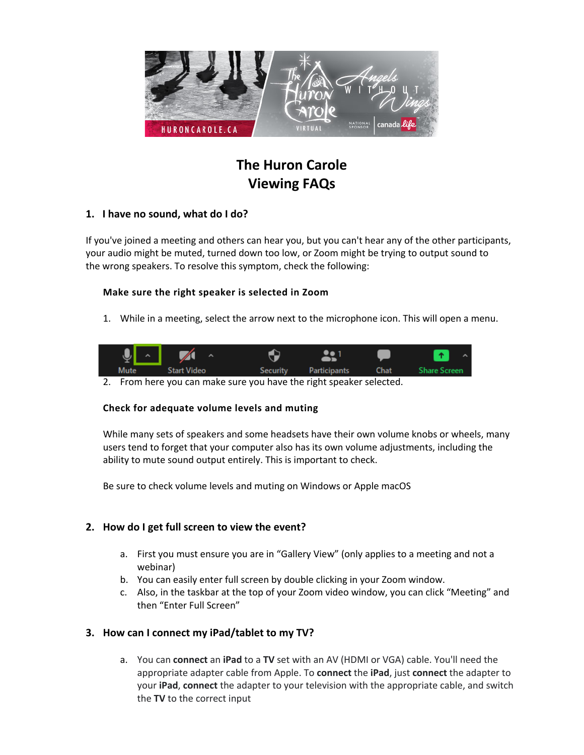# The Huron Carole
# Viewing FAQs

## 1. I have no sound, what do I do?

If you've joined a meeting and others can hear you, but you can't hear any of the other participants, your audio might be muted, turned down too low, or Zoom might be trying to output sound to the wrong speakers. To resolve this symptom, check the following:

**Make sure the right speaker is selected in Zoom**

1. While in a meeting, select the arrow next to the microphone icon. This will open a menu.
2. From here you can make sure you have the right speaker selected.

**Check for adequate volume levels and muting**

While many sets of speakers and some headsets have their own volume knobs or wheels, many users tend to forget that your computer also has its own volume adjustments, including the ability to mute sound output entirely. This is important to check.

Be sure to check volume levels and muting on Windows or Apple macOS

## 2. How do I get full screen to view the event?

a. First you must ensure you are in "Gallery View" (only applies to a meeting and not a webinar)
b. You can easily enter full screen by double clicking in your Zoom window.
c. Also, in the taskbar at the top of your Zoom video window, you can click "Meeting" and then "Enter Full Screen"

## 3. How can I connect my iPad/tablet to my TV?

a. You can **connect** an **iPad** to a **TV** set with an AV (HDMI or VGA) cable. You'll need the appropriate adapter cable from Apple. To **connect** the **iPad**, just **connect** the adapter to your **iPad**, **connect** the adapter to your television with the appropriate cable, and switch the **TV** to the correct input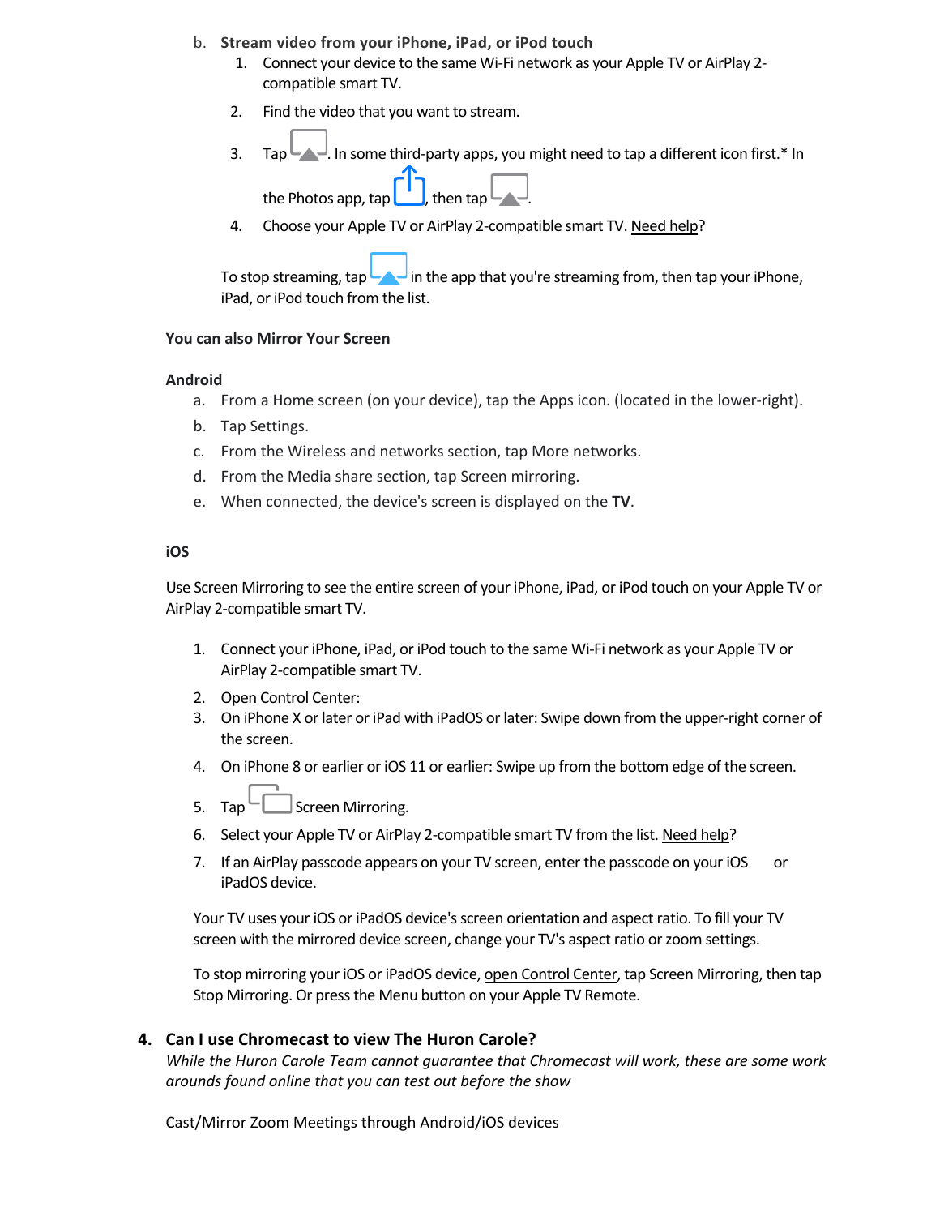b. **Stream video from your iPhone, iPad, or iPod touch**

1. Connect your device to the same Wi-Fi network as your Apple TV or AirPlay 2-compatible smart TV.
2. Find the video that you want to stream.
3. Tap . In some third-party apps, you might need to tap a different icon first.* In the Photos app, tap , then tap .
4. Choose your Apple TV or AirPlay 2-compatible smart TV. Need help?

To stop streaming, tap  in the app that you're streaming from, then tap your iPhone, iPad, or iPod touch from the list.

**You can also Mirror Your Screen**

**Android**

a. From a Home screen (on your device), tap the Apps icon. (located in the lower-right).
b. Tap Settings.
c. From the Wireless and networks section, tap More networks.
d. From the Media share section, tap Screen mirroring.
e. When connected, the device's screen is displayed on the **TV**.

**iOS**

Use Screen Mirroring to see the entire screen of your iPhone, iPad, or iPod touch on your Apple TV or AirPlay 2-compatible smart TV.

1. Connect your iPhone, iPad, or iPod touch to the same Wi-Fi network as your Apple TV or AirPlay 2-compatible smart TV.
2. Open Control Center:
3. On iPhone X or later or iPad with iPadOS or later: Swipe down from the upper-right corner of the screen.
4. On iPhone 8 or earlier or iOS 11 or earlier: Swipe up from the bottom edge of the screen.
5. Tap  Screen Mirroring.
6. Select your Apple TV or AirPlay 2-compatible smart TV from the list. Need help?
7. If an AirPlay passcode appears on your TV screen, enter the passcode on your iOS or iPadOS device.

Your TV uses your iOS or iPadOS device's screen orientation and aspect ratio. To fill your TV screen with the mirrored device screen, change your TV's aspect ratio or zoom settings.

To stop mirroring your iOS or iPadOS device, open Control Center, tap Screen Mirroring, then tap Stop Mirroring. Or press the Menu button on your Apple TV Remote.

**4. Can I use Chromecast to view The Huron Carole?**

*While the Huron Carole Team cannot guarantee that Chromecast will work, these are some work arounds found online that you can test out before the show*

Cast/Mirror Zoom Meetings through Android/iOS devices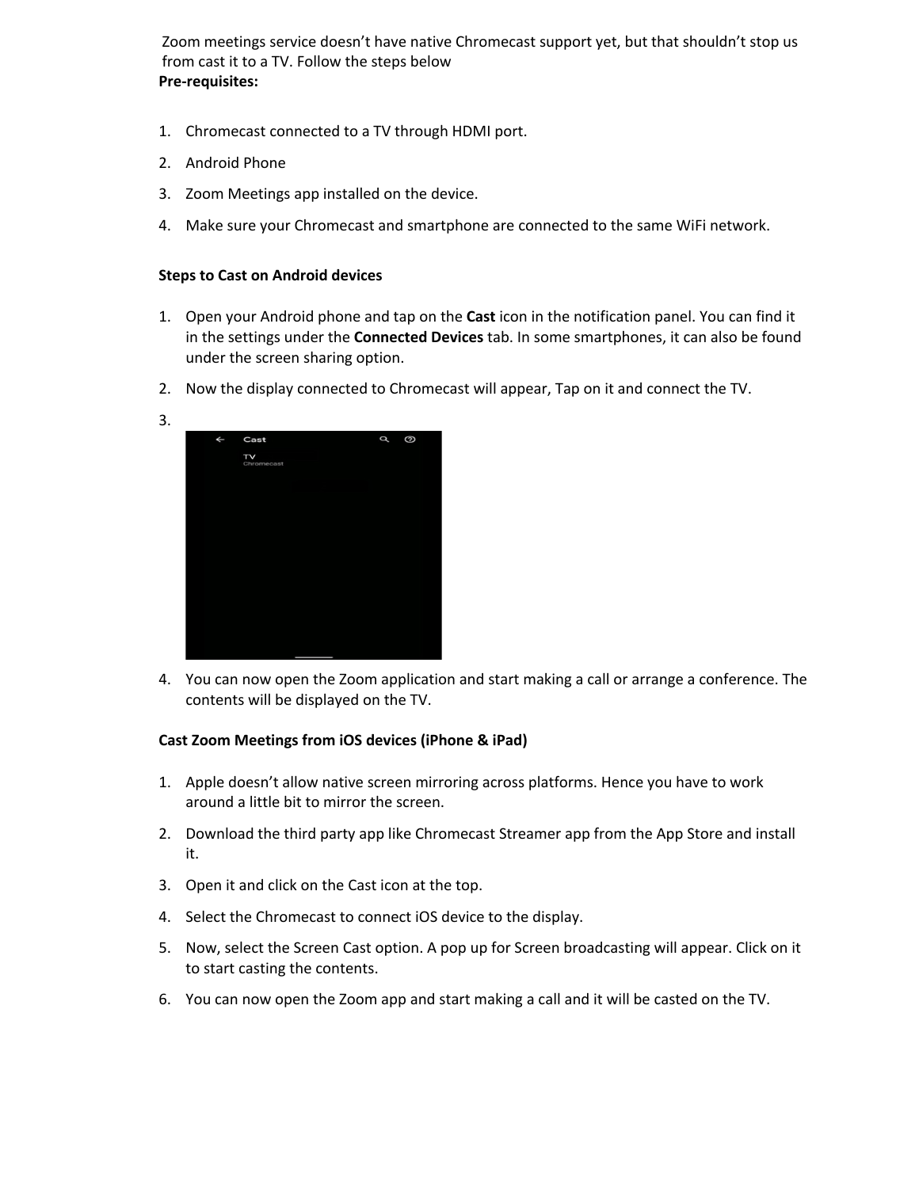Zoom meetings service doesn't have native Chromecast support yet, but that shouldn't stop us from cast it to a TV. Follow the steps below

**Pre-requisites:**

1. Chromecast connected to a TV through HDMI port.
2. Android Phone
3. Zoom Meetings app installed on the device.
4. Make sure your Chromecast and smartphone are connected to the same WiFi network.

**Steps to Cast on Android devices**

1. Open your Android phone and tap on the **Cast** icon in the notification panel. You can find it in the settings under the **Connected Devices** tab. In some smartphones, it can also be found under the screen sharing option.
2. Now the display connected to Chromecast will appear, Tap on it and connect the TV.
3. 
4. You can now open the Zoom application and start making a call or arrange a conference. The contents will be displayed on the TV.

**Cast Zoom Meetings from iOS devices (iPhone & iPad)**

1. Apple doesn't allow native screen mirroring across platforms. Hence you have to work around a little bit to mirror the screen.
2. Download the third party app like Chromecast Streamer app from the App Store and install it.
3. Open it and click on the Cast icon at the top.
4. Select the Chromecast to connect iOS device to the display.
5. Now, select the Screen Cast option. A pop up for Screen broadcasting will appear. Click on it to start casting the contents.
6. You can now open the Zoom app and start making a call and it will be casted on the TV.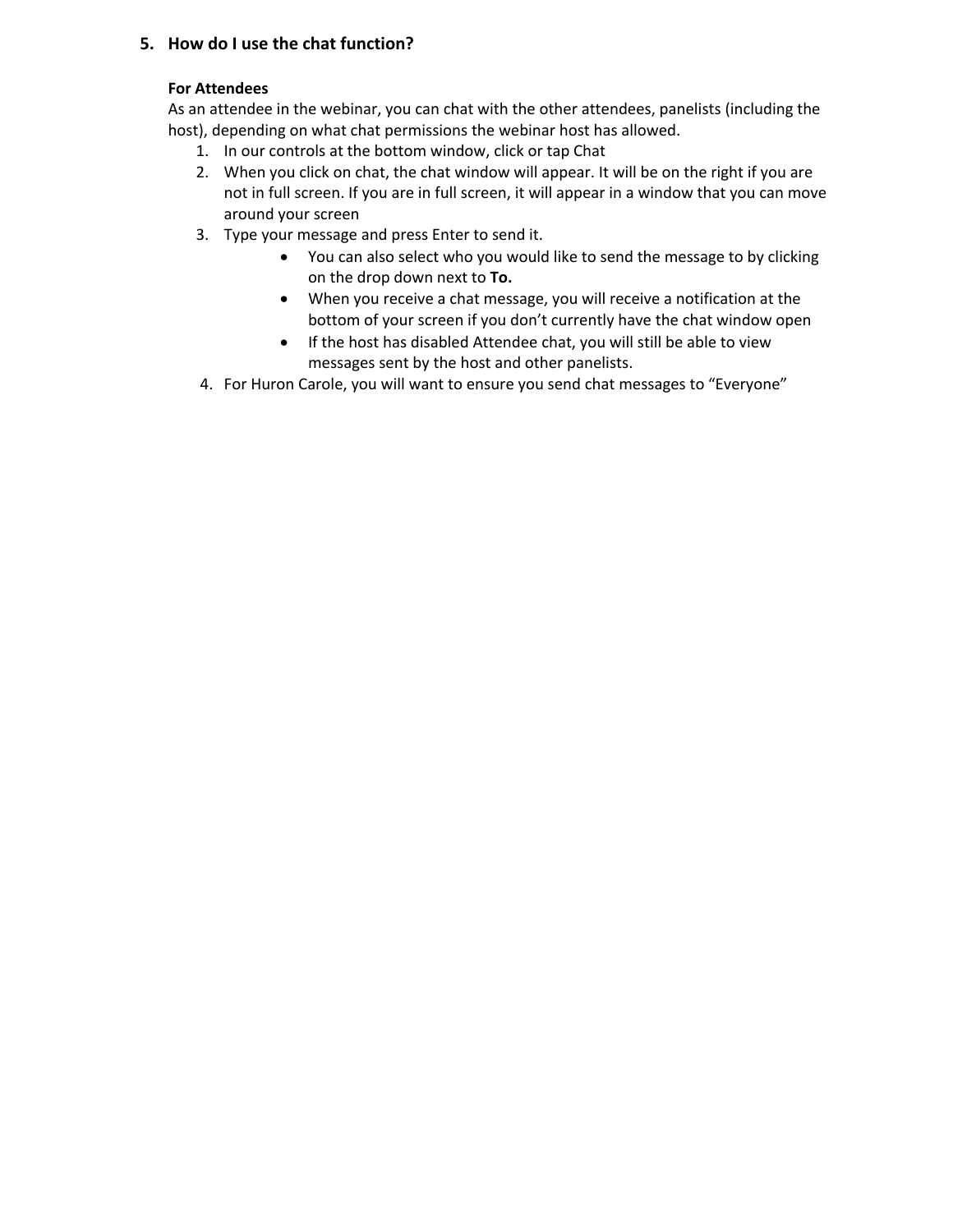## 5. How do I use the chat function?

**For Attendees**

As an attendee in the webinar, you can chat with the other attendees, panelists (including the host), depending on what chat permissions the webinar host has allowed.

1. In our controls at the bottom window, click or tap Chat
2. When you click on chat, the chat window will appear. It will be on the right if you are not in full screen. If you are in full screen, it will appear in a window that you can move around your screen
3. Type your message and press Enter to send it.
    - You can also select who you would like to send the message to by clicking on the drop down next to **To.**
    - When you receive a chat message, you will receive a notification at the bottom of your screen if you don't currently have the chat window open
    - If the host has disabled Attendee chat, you will still be able to view messages sent by the host and other panelists.
4. For Huron Carole, you will want to ensure you send chat messages to "Everyone"